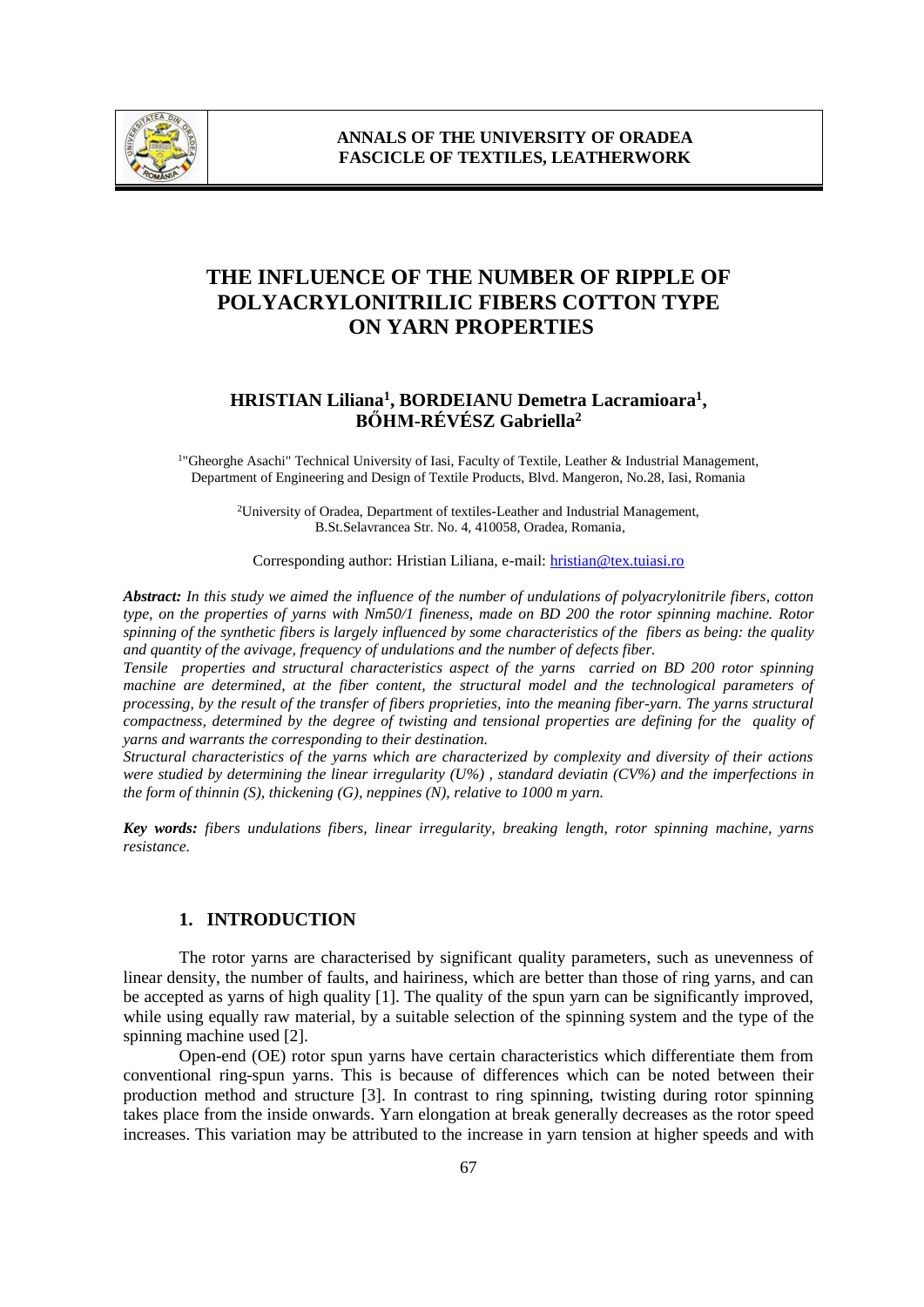# THE INFLUENCE OF THE NUMBER OF RIPPLE OF POLYACRYLONITRILIC FIBERS COTTON TYPE ON YARN PROPERTIES

**HRISTIAN Liliana[1], BORDEIANU Demetra Lacramioara[1], BŐHM-RÉVÉSZ Gabriella[2]**

[1]"Gheorghe Asachi" Technical University of Iasi, Faculty of Textile, Leather & Industrial Management, Department of Engineering and Design of Textile Products, Blvd. Mangeron, No.28, Iasi, Romania

[2]University of Oradea, Department of textiles-Leather and Industrial Management, B.St.Selavrancea Str. No. 4, 410058, Oradea, Romania,

Corresponding author: Hristian Liliana, e-mail: hristian@tex.tuiasi.ro

***Abstract:*** *In this study we aimed the influence of the number of undulations of polyacrylonitrile fibers, cotton type, on the properties of yarns with Nm50/1 fineness, made on BD 200 the rotor spinning machine. Rotor spinning of the synthetic fibers is largely influenced by some characteristics of the fibers as being: the quality and quantity of the avivage, frequency of undulations and the number of defects fiber.*

*Tensile properties and structural characteristics aspect of the yarns carried on BD 200 rotor spinning machine are determined, at the fiber content, the structural model and the technological parameters of processing, by the result of the transfer of fibers proprieties, into the meaning fiber-yarn. The yarns structural compactness, determined by the degree of twisting and tensional properties are defining for the quality of yarns and warrants the corresponding to their destination.*

*Structural characteristics of the yarns which are characterized by complexity and diversity of their actions were studied by determining the linear irregularity (U%) , standard deviatin (CV%) and the imperfections in the form of thinnin (S), thickening (G), neppines (N), relative to 1000 m yarn.*

***Key words:*** *fibers undulations fibers, linear irregularity, breaking length, rotor spinning machine, yarns resistance.*

## 1. INTRODUCTION

The rotor yarns are characterised by significant quality parameters, such as unevenness of linear density, the number of faults, and hairiness, which are better than those of ring yarns, and can be accepted as yarns of high quality [1]. The quality of the spun yarn can be significantly improved, while using equally raw material, by a suitable selection of the spinning system and the type of the spinning machine used [2].

Open-end (OE) rotor spun yarns have certain characteristics which differentiate them from conventional ring-spun yarns. This is because of differences which can be noted between their production method and structure [3]. In contrast to ring spinning, twisting during rotor spinning takes place from the inside onwards. Yarn elongation at break generally decreases as the rotor speed increases. This variation may be attributed to the increase in yarn tension at higher speeds and with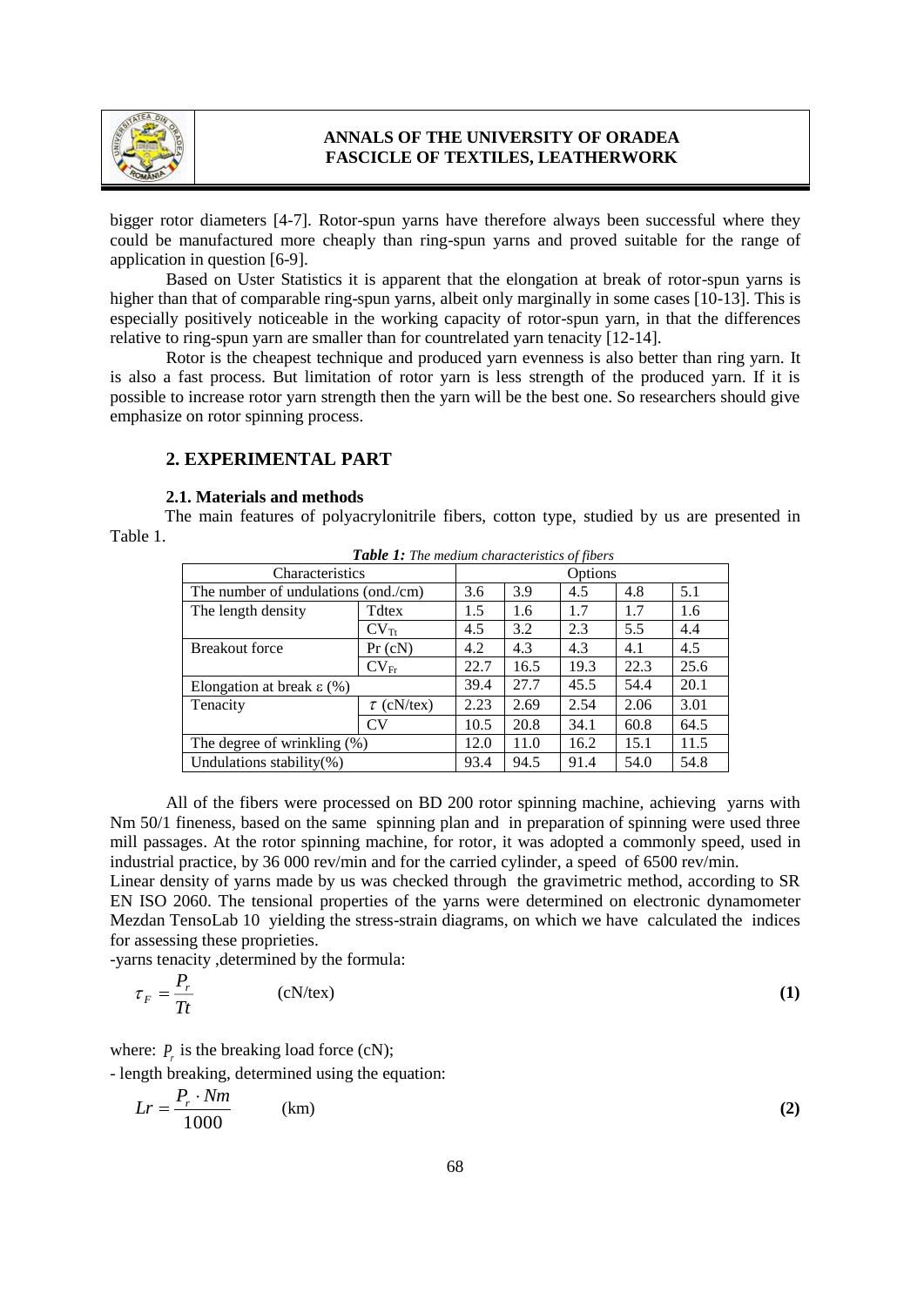bigger rotor diameters [4-7]. Rotor-spun yarns have therefore always been successful where they could be manufactured more cheaply than ring-spun yarns and proved suitable for the range of application in question [6-9].

Based on Uster Statistics it is apparent that the elongation at break of rotor-spun yarns is higher than that of comparable ring-spun yarns, albeit only marginally in some cases [10-13]. This is especially positively noticeable in the working capacity of rotor-spun yarn, in that the differences relative to ring-spun yarn are smaller than for countrelated yarn tenacity [12-14].

Rotor is the cheapest technique and produced yarn evenness is also better than ring yarn. It is also a fast process. But limitation of rotor yarn is less strength of the produced yarn. If it is possible to increase rotor yarn strength then the yarn will be the best one. So researchers should give emphasize on rotor spinning process.

## 2. EXPERIMENTAL PART

### 2.1. Materials and methods

The main features of polyacrylonitrile fibers, cotton type, studied by us are presented in Table 1.

***Table 1:*** *The medium characteristics of fibers*

| Characteristics | | Options | | | | |
|---|---|---|---|---|---|---|
| The number of undulations (ond./cm) | | 3.6 | 3.9 | 4.5 | 4.8 | 5.1 |
| The length density | Tdtex | 1.5 | 1.6 | 1.7 | 1.7 | 1.6 |
| | $CV_{Tt}$ | 4.5 | 3.2 | 2.3 | 5.5 | 4.4 |
| Breakout force | Pr (cN) | 4.2 | 4.3 | 4.3 | 4.1 | 4.5 |
| | $CV_{Fr}$ | 22.7 | 16.5 | 19.3 | 22.3 | 25.6 |
| Elongation at break ε (%) | | 39.4 | 27.7 | 45.5 | 54.4 | 20.1 |
| Tenacity | $\tau$ (cN/tex) | 2.23 | 2.69 | 2.54 | 2.06 | 3.01 |
| | CV | 10.5 | 20.8 | 34.1 | 60.8 | 64.5 |
| The degree of wrinkling (%) | | 12.0 | 11.0 | 16.2 | 15.1 | 11.5 |
| Undulations stability(%) | | 93.4 | 94.5 | 91.4 | 54.0 | 54.8 |

All of the fibers were processed on BD 200 rotor spinning machine, achieving yarns with Nm 50/1 fineness, based on the same spinning plan and in preparation of spinning were used three mill passages. At the rotor spinning machine, for rotor, it was adopted a commonly speed, used in industrial practice, by 36 000 rev/min and for the carried cylinder, a speed of 6500 rev/min.

Linear density of yarns made by us was checked through the gravimetric method, according to SR EN ISO 2060. The tensional properties of the yarns were determined on electronic dynamometer Mezdan TensoLab 10 yielding the stress-strain diagrams, on which we have calculated the indices for assessing these proprieties.

-yarns tenacity ,determined by the formula:

$$\tau_F = \frac{P_r}{Tt} \qquad \text{(cN/tex)} \tag{1}$$

where: $P_r$ is the breaking load force (cN);

- length breaking, determined using the equation:

$$Lr = \frac{P_r \cdot Nm}{1000} \qquad \text{(km)} \tag{2}$$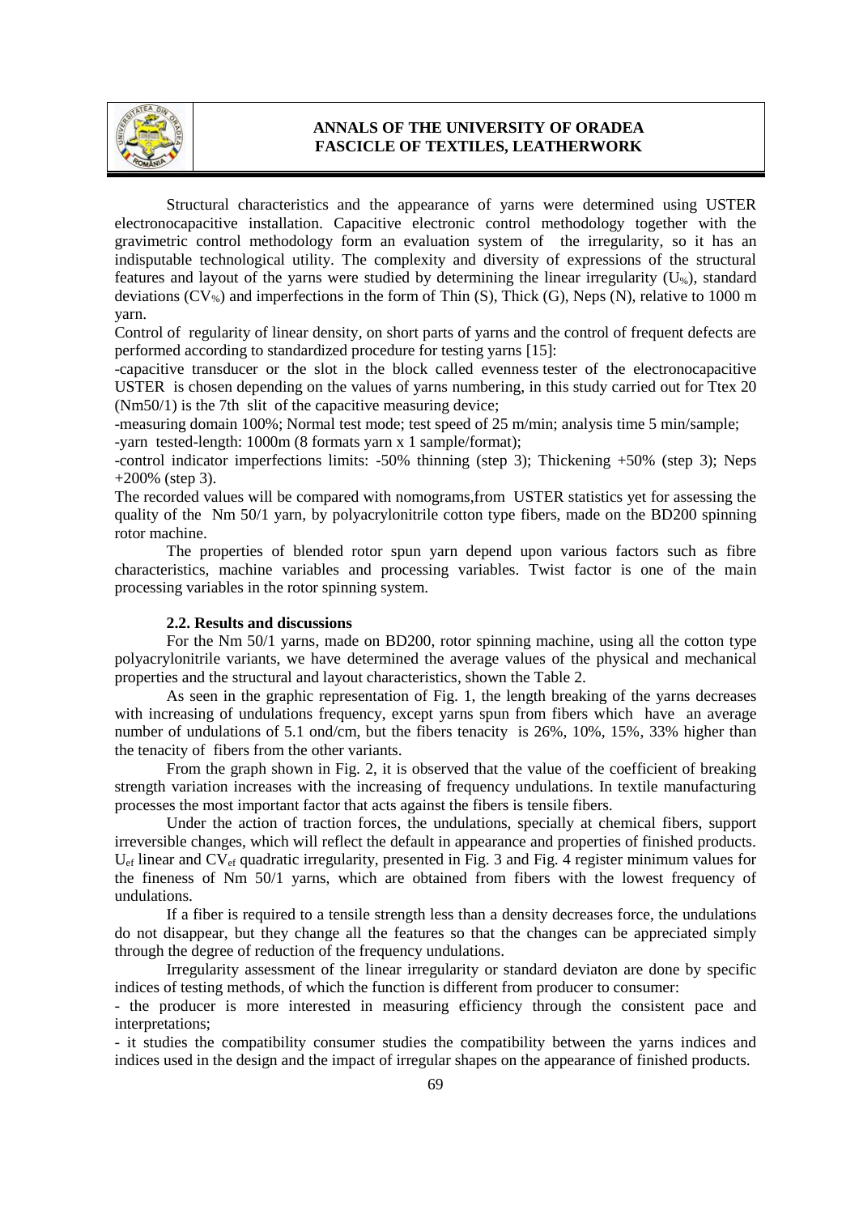Structural characteristics and the appearance of yarns were determined using USTER electronocapacitive installation. Capacitive electronic control methodology together with the gravimetric control methodology form an evaluation system of the irregularity, so it has an indisputable technological utility. The complexity and diversity of expressions of the structural features and layout of the yarns were studied by determining the linear irregularity ($U_{\%}$), standard deviations ($CV_{\%}$) and imperfections in the form of Thin (S), Thick (G), Neps (N), relative to 1000 m yarn.

Control of regularity of linear density, on short parts of yarns and the control of frequent defects are performed according to standardized procedure for testing yarns [15]:

-capacitive transducer or the slot in the block called evenness tester of the electronocapacitive USTER is chosen depending on the values of yarns numbering, in this study carried out for Ttex 20 (Nm50/1) is the 7th slit of the capacitive measuring device;

-measuring domain 100%; Normal test mode; test speed of 25 m/min; analysis time 5 min/sample;

-yarn tested-length: 1000m (8 formats yarn x 1 sample/format);

-control indicator imperfections limits: -50% thinning (step 3); Thickening +50% (step 3); Neps +200% (step 3).

The recorded values will be compared with nomograms,from USTER statistics yet for assessing the quality of the Nm 50/1 yarn, by polyacrylonitrile cotton type fibers, made on the BD200 spinning rotor machine.

The properties of blended rotor spun yarn depend upon various factors such as fibre characteristics, machine variables and processing variables. Twist factor is one of the main processing variables in the rotor spinning system.

### 2.2. Results and discussions

For the Nm 50/1 yarns, made on BD200, rotor spinning machine, using all the cotton type polyacrylonitrile variants, we have determined the average values of the physical and mechanical properties and the structural and layout characteristics, shown the Table 2.

As seen in the graphic representation of Fig. 1, the length breaking of the yarns decreases with increasing of undulations frequency, except yarns spun from fibers which have an average number of undulations of 5.1 ond/cm, but the fibers tenacity is 26%, 10%, 15%, 33% higher than the tenacity of fibers from the other variants.

From the graph shown in Fig. 2, it is observed that the value of the coefficient of breaking strength variation increases with the increasing of frequency undulations. In textile manufacturing processes the most important factor that acts against the fibers is tensile fibers.

Under the action of traction forces, the undulations, specially at chemical fibers, support irreversible changes, which will reflect the default in appearance and properties of finished products. $U_{ef}$ linear and $CV_{ef}$ quadratic irregularity, presented in Fig. 3 and Fig. 4 register minimum values for the fineness of Nm 50/1 yarns, which are obtained from fibers with the lowest frequency of undulations.

If a fiber is required to a tensile strength less than a density decreases force, the undulations do not disappear, but they change all the features so that the changes can be appreciated simply through the degree of reduction of the frequency undulations.

Irregularity assessment of the linear irregularity or standard deviaton are done by specific indices of testing methods, of which the function is different from producer to consumer:

- the producer is more interested in measuring efficiency through the consistent pace and interpretations;
- it studies the compatibility consumer studies the compatibility between the yarns indices and indices used in the design and the impact of irregular shapes on the appearance of finished products.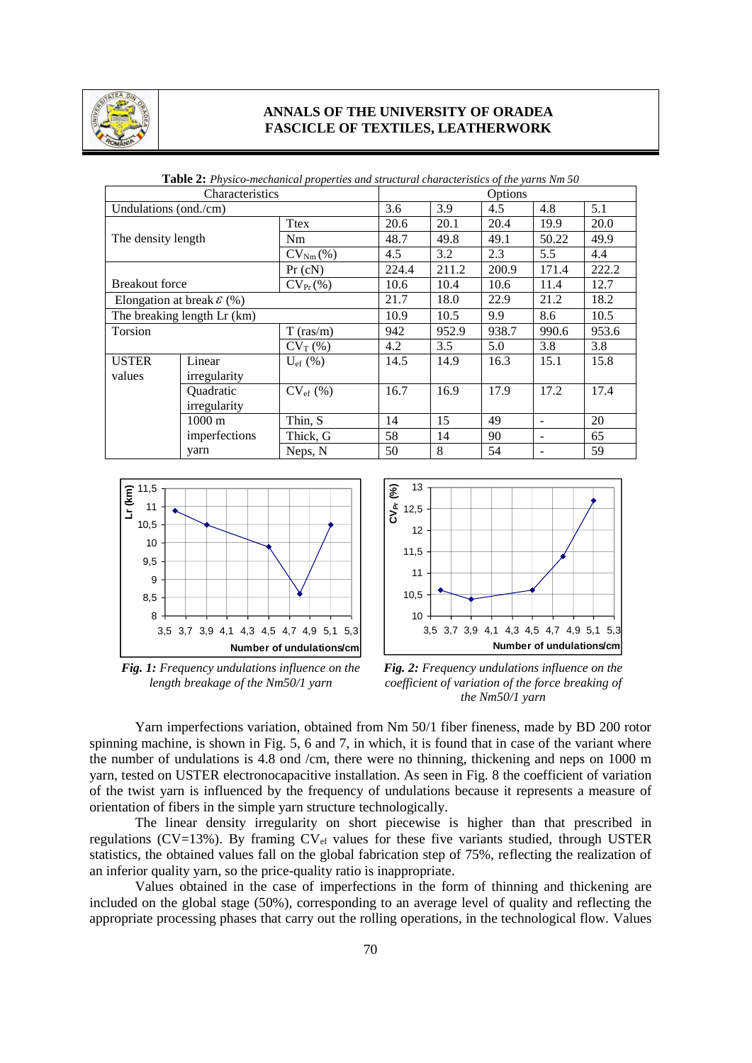**Table 2:** *Physico-mechanical properties and structural characteristics of the yarns Nm 50*

| Characteristics | | | Options | | | | |
|---|---|---|---|---|---|---|---|
| Undulations (ond./cm) | | | 3.6 | 3.9 | 4.5 | 4.8 | 5.1 |
| The density length | | Ttex | 20.6 | 20.1 | 20.4 | 19.9 | 20.0 |
| | | Nm | 48.7 | 49.8 | 49.1 | 50.22 | 49.9 |
| | | $CV_{Nm}$ (%) | 4.5 | 3.2 | 2.3 | 5.5 | 4.4 |
| Breakout force | | Pr (cN) | 224.4 | 211.2 | 200.9 | 171.4 | 222.2 |
| | | $CV_{Pr}$ (%) | 10.6 | 10.4 | 10.6 | 11.4 | 12.7 |
| Elongation at break $\varepsilon$ (%) | | | 21.7 | 18.0 | 22.9 | 21.2 | 18.2 |
| The breaking length Lr (km) | | | 10.9 | 10.5 | 9.9 | 8.6 | 10.5 |
| Torsion | | T (ras/m) | 942 | 952.9 | 938.7 | 990.6 | 953.6 |
| | | $CV_T$ (%) | 4.2 | 3.5 | 5.0 | 3.8 | 3.8 |
| USTER values | Linear irregularity | $U_{ef}$ (%) | 14.5 | 14.9 | 16.3 | 15.1 | 15.8 |
| | Quadratic irregularity | $CV_{ef}$ (%) | 16.7 | 16.9 | 17.9 | 17.2 | 17.4 |
| | 1000 m imperfections yarn | Thin, S | 14 | 15 | 49 | - | 20 |
| | | Thick, G | 58 | 14 | 90 | - | 65 |
| | | Neps, N | 50 | 8 | 54 | - | 59 |

*Fig. 1: Frequency undulations influence on the length breakage of the Nm50/1 yarn*

*Fig. 2: Frequency undulations influence on the coefficient of variation of the force breaking of the Nm50/1 yarn*

Yarn imperfections variation, obtained from Nm 50/1 fiber fineness, made by BD 200 rotor spinning machine, is shown in Fig. 5, 6 and 7, in which, it is found that in case of the variant where the number of undulations is 4.8 ond /cm, there were no thinning, thickening and neps on 1000 m yarn, tested on USTER electronocapacitive installation. As seen in Fig. 8 the coefficient of variation of the twist yarn is influenced by the frequency of undulations because it represents a measure of orientation of fibers in the simple yarn structure technologically.

The linear density irregularity on short piecewise is higher than that prescribed in regulations (CV=13%). By framing $CV_{ef}$ values for these five variants studied, through USTER statistics, the obtained values fall on the global fabrication step of 75%, reflecting the realization of an inferior quality yarn, so the price-quality ratio is inappropriate.

Values obtained in the case of imperfections in the form of thinning and thickening are included on the global stage (50%), corresponding to an average level of quality and reflecting the appropriate processing phases that carry out the rolling operations, in the technological flow. Values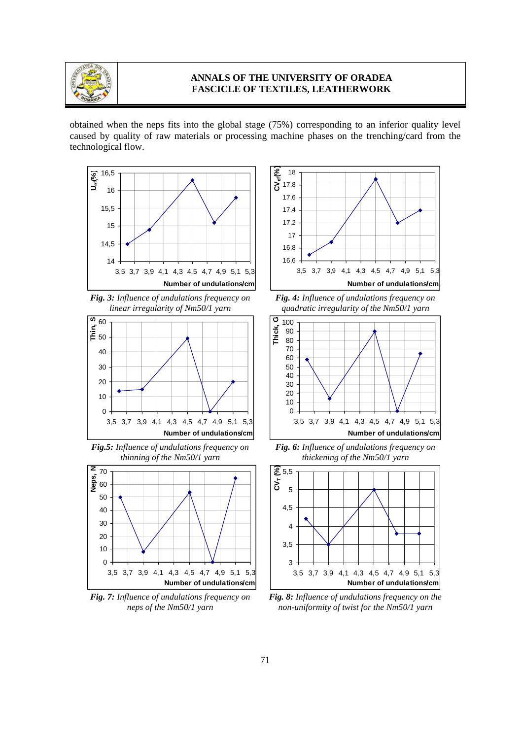obtained when the neps fits into the global stage (75%) corresponding to an inferior quality level caused by quality of raw materials or processing machine phases on the trenching/card from the technological flow.

***Fig. 3:*** *Influence of undulations frequency on linear irregularity of Nm50/1 yarn*

***Fig. 4:*** *Influence of undulations frequency on quadratic irregularity of the Nm50/1 yarn*

***Fig.5:*** *Influence of undulations frequency on thinning of the Nm50/1 yarn*

***Fig. 6:*** *Influence of undulations frequency on thickening of the Nm50/1 yarn*

***Fig. 7:*** *Influence of undulations frequency on neps of the Nm50/1 yarn*

***Fig. 8:*** *Influence of undulations frequency on the non-uniformity of twist for the Nm50/1 yarn*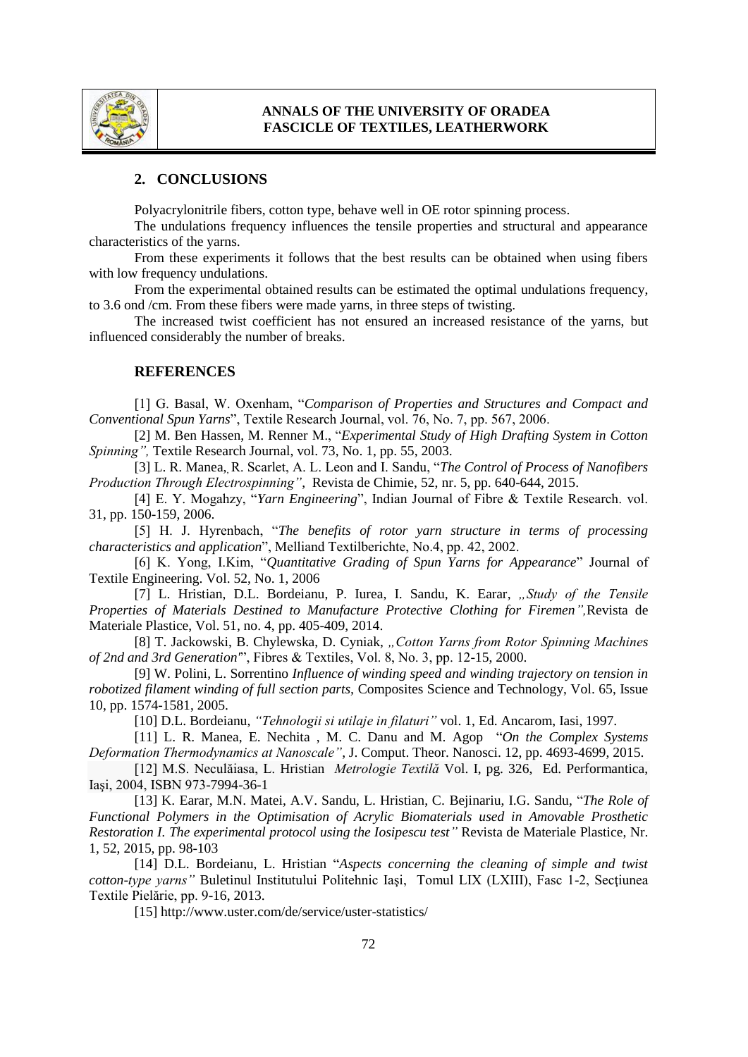## 2. CONCLUSIONS

Polyacrylonitrile fibers, cotton type, behave well in OE rotor spinning process.

The undulations frequency influences the tensile properties and structural and appearance characteristics of the yarns.

From these experiments it follows that the best results can be obtained when using fibers with low frequency undulations.

From the experimental obtained results can be estimated the optimal undulations frequency, to 3.6 ond /cm. From these fibers were made yarns, in three steps of twisting.

The increased twist coefficient has not ensured an increased resistance of the yarns, but influenced considerably the number of breaks.

## REFERENCES

[1] G. Basal, W. Oxenham, "*Comparison of Properties and Structures and Compact and Conventional Spun Yarns*", Textile Research Journal, vol. 76, No. 7, pp. 567, 2006.

[2] M. Ben Hassen, M. Renner M., "*Experimental Study of High Drafting System in Cotton Spinning",* Textile Research Journal, vol. 73, No. 1, pp. 55, 2003.

[3] L. R. Manea„ R. Scarlet, A. L. Leon and I. Sandu, "*The Control of Process of Nanofibers Production Through Electrospinning"*, Revista de Chimie, 52, nr. 5, pp. 640-644, 2015.

[4] E. Y. Mogahzy, "*Yarn Engineering*", Indian Journal of Fibre & Textile Research. vol. 31, pp. 150-159, 2006.

[5] H. J. Hyrenbach, "*The benefits of rotor yarn structure in terms of processing characteristics and application*", Melliand Textilberichte, No.4, pp. 42, 2002.

[6] K. Yong, I.Kim, "*Quantitative Grading of Spun Yarns for Appearance*" Journal of Textile Engineering. Vol. 52, No. 1, 2006

[7] L. Hristian, D.L. Bordeianu, P. Iurea, I. Sandu, K. Earar, *„Study of the Tensile Properties of Materials Destined to Manufacture Protective Clothing for Firemen",*Revista de Materiale Plastice, Vol. 51, no. 4, pp. 405-409, 2014.

[8] T. Jackowski, B. Chylewska, D. Cyniak, *„Cotton Yarns from Rotor Spinning Machines of 2nd and 3rd Generation*"', Fibres & Textiles, Vol. 8, No. 3, pp. 12-15, 2000.

[9] W. Polini, L. Sorrentino *Influence of winding speed and winding trajectory on tension in robotized filament winding of full section parts,* Composites Science and Technology, Vol. 65, Issue 10, pp. 1574-1581, 2005.

[10] D.L. Bordeianu, *"Tehnologii si utilaje in filaturi"* vol. 1, Ed. Ancarom, Iasi, 1997.

[11] L. R. Manea, E. Nechita , M. C. Danu and M. Agop "*On the Complex Systems Deformation Thermodynamics at Nanoscale"*, J. Comput. Theor. Nanosci. 12, pp. 4693-4699, 2015.

[12] M.S. Neculăiasa, L. Hristian *Metrologie Textilă* Vol. I, pg. 326, Ed. Performantica, Iaşi, 2004, ISBN 973-7994-36-1

[13] K. Earar, M.N. Matei, A.V. Sandu, L. Hristian, C. Bejinariu, I.G. Sandu, "*The Role of Functional Polymers in the Optimisation of Acrylic Biomaterials used in Amovable Prosthetic Restoration I. The experimental protocol using the Iosipescu test"* Revista de Materiale Plastice, Nr. 1, 52, 2015, pp. 98-103

[14] D.L. Bordeianu, L. Hristian "*Aspects concerning the cleaning of simple and twist cotton-type yarns"* Buletinul Institutului Politehnic Iaşi, Tomul LIX (LXIII), Fasc 1-2, Secţiunea Textile Pielărie, pp. 9-16, 2013.

[15] http://www.uster.com/de/service/uster-statistics/